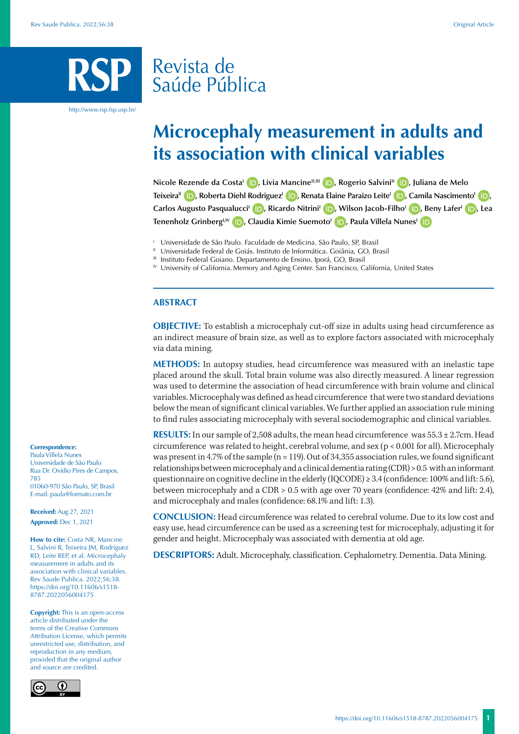# Microcephaly measurement in adults and its association with clinical variables

Nicole Rezende da Costa[I], Livia Mancine[II,III], Rogerio Salvini[II], Juliana de Melo Teixeira[II], Roberta Diehl Rodriguez[I], Renata Elaine Paraizo Leite[I], Camila Nascimento[I], Carlos Augusto Pasqualucci[I], Ricardo Nitrini[I], Wilson Jacob-Filho[I], Beny Lafer[I], Lea Tenenholz Grinberg[I,IV], Claudia Kimie Suemoto[I], Paula Villela Nunes[I]

[I] Universidade de São Paulo. Faculdade de Medicina. São Paulo, SP, Brasil
[II] Universidade Federal de Goiás. Instituto de Informática. Goiânia, GO, Brasil
[III] Instituto Federal Goiano. Departamento de Ensino. Iporá, GO, Brasil
[IV] University of California. Memory and Aging Center. San Francisco, California, United States

## ABSTRACT

**OBJECTIVE:** To establish a microcephaly cut-off size in adults using head circumference as an indirect measure of brain size, as well as to explore factors associated with microcephaly via data mining.

**METHODS:** In autopsy studies, head circumference was measured with an inelastic tape placed around the skull. Total brain volume was also directly measured. A linear regression was used to determine the association of head circumference with brain volume and clinical variables. Microcephaly was defined as head circumference that were two standard deviations below the mean of significant clinical variables. We further applied an association rule mining to find rules associating microcephaly with several sociodemographic and clinical variables.

**RESULTS:** In our sample of 2,508 adults, the mean head circumference was 55.3 ± 2.7cm. Head circumference was related to height, cerebral volume, and sex ($p < 0.001$ for all). Microcephaly was present in 4.7% of the sample (n = 119). Out of 34,355 association rules, we found significant relationships between microcephaly and a clinical dementia rating (CDR) > 0.5 with an informant questionnaire on cognitive decline in the elderly (IQCODE) ≥ 3.4 (confidence: 100% and lift: 5.6), between microcephaly and a CDR > 0.5 with age over 70 years (confidence: 42% and lift: 2.4), and microcephaly and males (confidence: 68.1% and lift: 1.3).

**CONCLUSION:** Head circumference was related to cerebral volume. Due to its low cost and easy use, head circumference can be used as a screening test for microcephaly, adjusting it for gender and height. Microcephaly was associated with dementia at old age.

**DESCRIPTORS:** Adult. Microcephaly, classification. Cephalometry. Dementia. Data Mining.

**Correspondence:**
Paula Villela Nunes
Universidade de São Paulo
Rua Dr. Ovídio Pires de Campos, 785
01060-970 São Paulo, SP, Brasil
E-mail: paula@formato.com.br

**Received:** Aug 27, 2021
**Approved:** Dec 1, 2021

**How to cite:** Costa NR, Mancine L, Salvini R, Teixeira JM, Rodriguez RD, Leite REP, et al. Microcephaly measurement in adults and its association with clinical variables. Rev Saude Publica. 2022;56:38. https://doi.org/10.11606/s1518-8787.2022056004175

**Copyright:** This is an open-access article distributed under the terms of the Creative Commons Attribution License, which permits unrestricted use, distribution, and reproduction in any medium, provided that the original author and source are credited.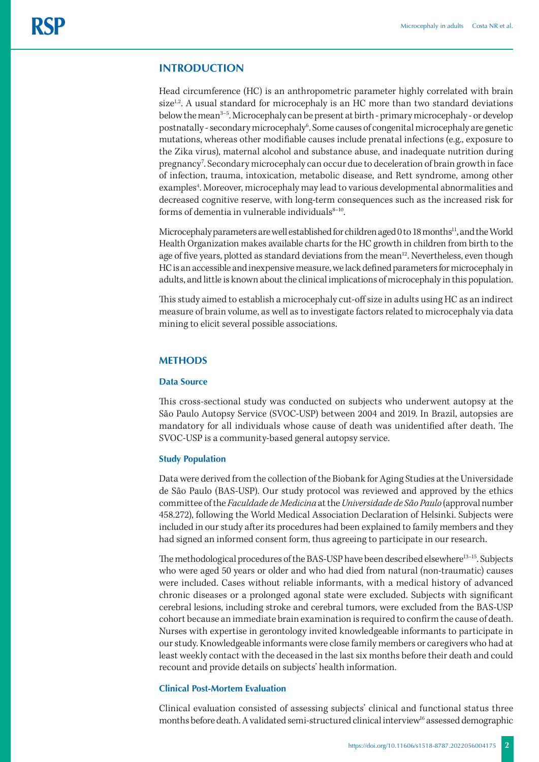## INTRODUCTION

Head circumference (HC) is an anthropometric parameter highly correlated with brain size[1,2]. A usual standard for microcephaly is an HC more than two standard deviations below the mean[3–5]. Microcephaly can be present at birth - primary microcephaly - or develop postnatally - secondary microcephaly[6]. Some causes of congenital microcephaly are genetic mutations, whereas other modifiable causes include prenatal infections (e.g., exposure to the Zika virus), maternal alcohol and substance abuse, and inadequate nutrition during pregnancy[7]. Secondary microcephaly can occur due to deceleration of brain growth in face of infection, trauma, intoxication, metabolic disease, and Rett syndrome, among other examples[4]. Moreover, microcephaly may lead to various developmental abnormalities and decreased cognitive reserve, with long-term consequences such as the increased risk for forms of dementia in vulnerable individuals[8–10].

Microcephaly parameters are well established for children aged 0 to 18 months[11], and the World Health Organization makes available charts for the HC growth in children from birth to the age of five years, plotted as standard deviations from the mean[12]. Nevertheless, even though HC is an accessible and inexpensive measure, we lack defined parameters for microcephaly in adults, and little is known about the clinical implications of microcephaly in this population.

This study aimed to establish a microcephaly cut-off size in adults using HC as an indirect measure of brain volume, as well as to investigate factors related to microcephaly via data mining to elicit several possible associations.

## METHODS

### Data Source

This cross-sectional study was conducted on subjects who underwent autopsy at the São Paulo Autopsy Service (SVOC-USP) between 2004 and 2019. In Brazil, autopsies are mandatory for all individuals whose cause of death was unidentified after death. The SVOC-USP is a community-based general autopsy service.

### Study Population

Data were derived from the collection of the Biobank for Aging Studies at the Universidade de São Paulo (BAS-USP). Our study protocol was reviewed and approved by the ethics committee of the *Faculdade de Medicina* at the *Universidade de São Paulo* (approval number 458.272), following the World Medical Association Declaration of Helsinki. Subjects were included in our study after its procedures had been explained to family members and they had signed an informed consent form, thus agreeing to participate in our research.

The methodological procedures of the BAS-USP have been described elsewhere[13–15]. Subjects who were aged 50 years or older and who had died from natural (non-traumatic) causes were included. Cases without reliable informants, with a medical history of advanced chronic diseases or a prolonged agonal state were excluded. Subjects with significant cerebral lesions, including stroke and cerebral tumors, were excluded from the BAS-USP cohort because an immediate brain examination is required to confirm the cause of death. Nurses with expertise in gerontology invited knowledgeable informants to participate in our study. Knowledgeable informants were close family members or caregivers who had at least weekly contact with the deceased in the last six months before their death and could recount and provide details on subjects' health information.

### Clinical Post-Mortem Evaluation

Clinical evaluation consisted of assessing subjects' clinical and functional status three months before death. A validated semi-structured clinical interview[16] assessed demographic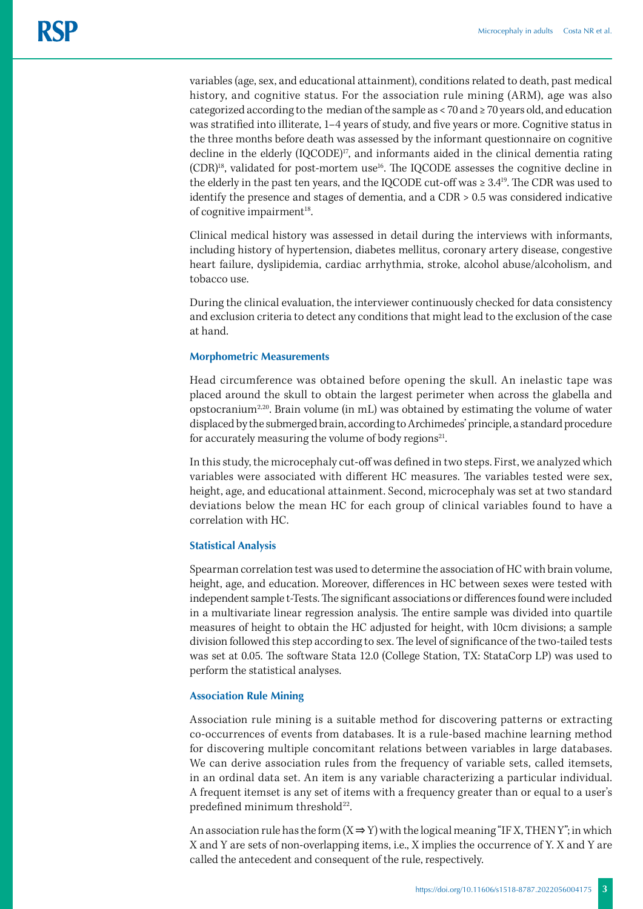variables (age, sex, and educational attainment), conditions related to death, past medical history, and cognitive status. For the association rule mining (ARM), age was also categorized according to the median of the sample as < 70 and ≥ 70 years old, and education was stratified into illiterate, 1–4 years of study, and five years or more. Cognitive status in the three months before death was assessed by the informant questionnaire on cognitive decline in the elderly (IQCODE)[17], and informants aided in the clinical dementia rating (CDR)[18], validated for post-mortem use[16]. The IQCODE assesses the cognitive decline in the elderly in the past ten years, and the IQCODE cut-off was ≥ 3.4[19]. The CDR was used to identify the presence and stages of dementia, and a CDR > 0.5 was considered indicative of cognitive impairment[18].

Clinical medical history was assessed in detail during the interviews with informants, including history of hypertension, diabetes mellitus, coronary artery disease, congestive heart failure, dyslipidemia, cardiac arrhythmia, stroke, alcohol abuse/alcoholism, and tobacco use.

During the clinical evaluation, the interviewer continuously checked for data consistency and exclusion criteria to detect any conditions that might lead to the exclusion of the case at hand.

### Morphometric Measurements

Head circumference was obtained before opening the skull. An inelastic tape was placed around the skull to obtain the largest perimeter when across the glabella and opstocranium[2,20]. Brain volume (in mL) was obtained by estimating the volume of water displaced by the submerged brain, according to Archimedes' principle, a standard procedure for accurately measuring the volume of body regions[21].

In this study, the microcephaly cut-off was defined in two steps. First, we analyzed which variables were associated with different HC measures. The variables tested were sex, height, age, and educational attainment. Second, microcephaly was set at two standard deviations below the mean HC for each group of clinical variables found to have a correlation with HC.

### Statistical Analysis

Spearman correlation test was used to determine the association of HC with brain volume, height, age, and education. Moreover, differences in HC between sexes were tested with independent sample t-Tests. The significant associations or differences found were included in a multivariate linear regression analysis. The entire sample was divided into quartile measures of height to obtain the HC adjusted for height, with 10cm divisions; a sample division followed this step according to sex. The level of significance of the two-tailed tests was set at 0.05. The software Stata 12.0 (College Station, TX: StataCorp LP) was used to perform the statistical analyses.

### Association Rule Mining

Association rule mining is a suitable method for discovering patterns or extracting co-occurrences of events from databases. It is a rule-based machine learning method for discovering multiple concomitant relations between variables in large databases. We can derive association rules from the frequency of variable sets, called itemsets, in an ordinal data set. An item is any variable characterizing a particular individual. A frequent itemset is any set of items with a frequency greater than or equal to a user's predefined minimum threshold[22].

An association rule has the form ($X \Rightarrow Y$) with the logical meaning "IF X, THEN Y"; in which X and Y are sets of non-overlapping items, i.e., X implies the occurrence of Y. X and Y are called the antecedent and consequent of the rule, respectively.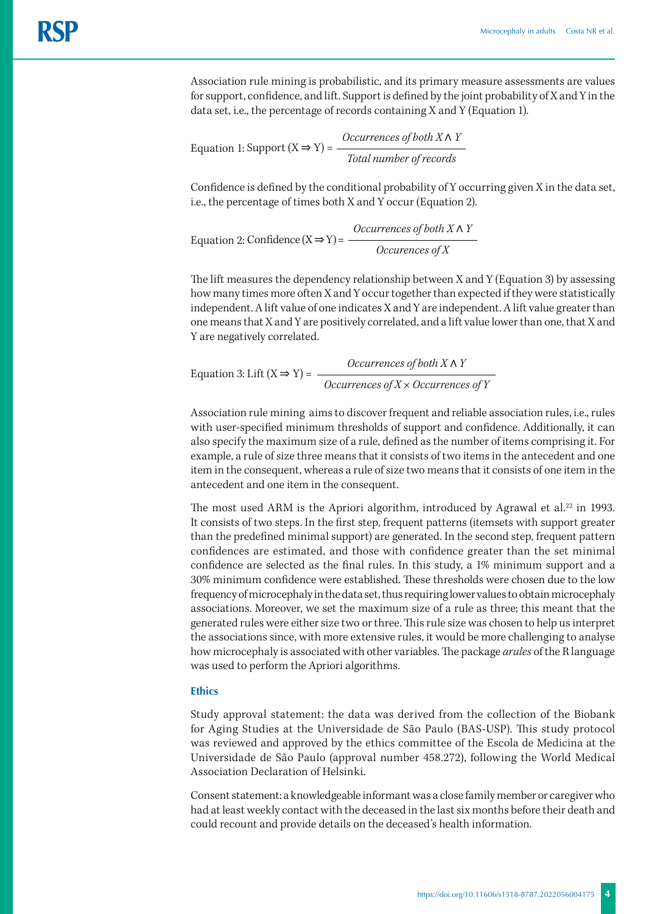Association rule mining is probabilistic, and its primary measure assessments are values for support, confidence, and lift. Support is defined by the joint probability of X and Y in the data set, i.e., the percentage of records containing X and Y (Equation 1).

$$\text{Equation 1: Support } (X \Rightarrow Y) = \frac{\textit{Occurrences of both } X \wedge Y}{\textit{Total number of records}}$$

Confidence is defined by the conditional probability of Y occurring given X in the data set, i.e., the percentage of times both X and Y occur (Equation 2).

$$\text{Equation 2: Confidence } (X \Rightarrow Y) = \frac{\textit{Occurrences of both } X \wedge Y}{\textit{Occurences of } X}$$

The lift measures the dependency relationship between X and Y (Equation 3) by assessing how many times more often X and Y occur together than expected if they were statistically independent. A lift value of one indicates X and Y are independent. A lift value greater than one means that X and Y are positively correlated, and a lift value lower than one, that X and Y are negatively correlated.

$$\text{Equation 3: Lift } (X \Rightarrow Y) = \frac{\textit{Occurrences of both } X \wedge Y}{\textit{Occurrences of } X \times \textit{Occurrences of } Y}$$

Association rule mining aims to discover frequent and reliable association rules, i.e., rules with user-specified minimum thresholds of support and confidence. Additionally, it can also specify the maximum size of a rule, defined as the number of items comprising it. For example, a rule of size three means that it consists of two items in the antecedent and one item in the consequent, whereas a rule of size two means that it consists of one item in the antecedent and one item in the consequent.

The most used ARM is the Apriori algorithm, introduced by Agrawal et al.[22] in 1993. It consists of two steps. In the first step, frequent patterns (itemsets with support greater than the predefined minimal support) are generated. In the second step, frequent pattern confidences are estimated, and those with confidence greater than the set minimal confidence are selected as the final rules. In this study, a 1% minimum support and a 30% minimum confidence were established. These thresholds were chosen due to the low frequency of microcephaly in the data set, thus requiring lower values to obtain microcephaly associations. Moreover, we set the maximum size of a rule as three; this meant that the generated rules were either size two or three. This rule size was chosen to help us interpret the associations since, with more extensive rules, it would be more challenging to analyse how microcephaly is associated with other variables. The package *arules* of the R language was used to perform the Apriori algorithms.

### Ethics

Study approval statement: the data was derived from the collection of the Biobank for Aging Studies at the Universidade de São Paulo (BAS-USP). This study protocol was reviewed and approved by the ethics committee of the Escola de Medicina at the Universidade de São Paulo (approval number 458.272), following the World Medical Association Declaration of Helsinki.

Consent statement: a knowledgeable informant was a close family member or caregiver who had at least weekly contact with the deceased in the last six months before their death and could recount and provide details on the deceased's health information.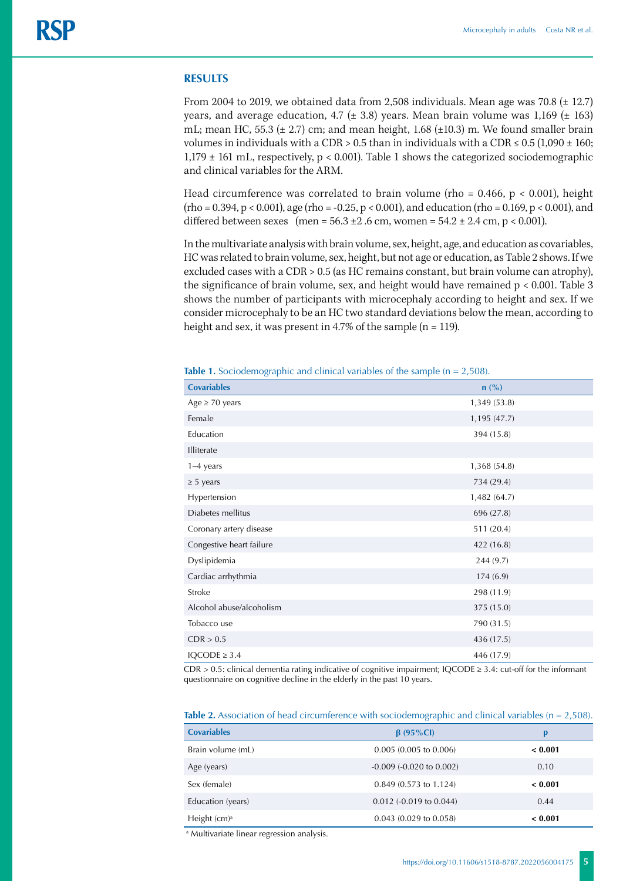## RESULTS

From 2004 to 2019, we obtained data from 2,508 individuals. Mean age was 70.8 (± 12.7) years, and average education, 4.7 (± 3.8) years. Mean brain volume was 1,169 (± 163) mL; mean HC, 55.3 (± 2.7) cm; and mean height, 1.68 (±10.3) m. We found smaller brain volumes in individuals with a CDR > 0.5 than in individuals with a CDR ≤ 0.5 (1,090 ± 160; 1,179 ± 161 mL, respectively, $p < 0.001$). Table 1 shows the categorized sociodemographic and clinical variables for the ARM.

Head circumference was correlated to brain volume (rho = 0.466, $p < 0.001$), height (rho = 0.394, $p < 0.001$), age (rho = -0.25, $p < 0.001$), and education (rho = 0.169, $p < 0.001$), and differed between sexes (men = 56.3 ±2 .6 cm, women = 54.2 ± 2.4 cm, $p < 0.001$).

In the multivariate analysis with brain volume, sex, height, age, and education as covariables, HC was related to brain volume, sex, height, but not age or education, as Table 2 shows. If we excluded cases with a CDR > 0.5 (as HC remains constant, but brain volume can atrophy), the significance of brain volume, sex, and height would have remained $p < 0.001$. Table 3 shows the number of participants with microcephaly according to height and sex. If we consider microcephaly to be an HC two standard deviations below the mean, according to height and sex, it was present in 4.7% of the sample (n = 119).

**Table 1.** Sociodemographic and clinical variables of the sample (n = 2,508).

| Covariables | n (%) |
|---|---|
| Age ≥ 70 years | 1,349 (53.8) |
| Female | 1,195 (47.7) |
| Education | 394 (15.8) |
| Illiterate | |
| 1–4 years | 1,368 (54.8) |
| ≥ 5 years | 734 (29.4) |
| Hypertension | 1,482 (64.7) |
| Diabetes mellitus | 696 (27.8) |
| Coronary artery disease | 511 (20.4) |
| Congestive heart failure | 422 (16.8) |
| Dyslipidemia | 244 (9.7) |
| Cardiac arrhythmia | 174 (6.9) |
| Stroke | 298 (11.9) |
| Alcohol abuse/alcoholism | 375 (15.0) |
| Tobacco use | 790 (31.5) |
| CDR > 0.5 | 436 (17.5) |
| IQCODE ≥ 3.4 | 446 (17.9) |

CDR > 0.5: clinical dementia rating indicative of cognitive impairment; IQCODE ≥ 3.4: cut-off for the informant questionnaire on cognitive decline in the elderly in the past 10 years.

**Table 2.** Association of head circumference with sociodemographic and clinical variables (n = 2,508).

| Covariables | β (95%CI) | p |
|---|---|---|
| Brain volume (mL) | 0.005 (0.005 to 0.006) | **< 0.001** |
| Age (years) | -0.009 (-0.020 to 0.002) | 0.10 |
| Sex (female) | 0.849 (0.573 to 1.124) | **< 0.001** |
| Education (years) | 0.012 (-0.019 to 0.044) | 0.44 |
| Height (cm)[a] | 0.043 (0.029 to 0.058) | **< 0.001** |

[a] Multivariate linear regression analysis.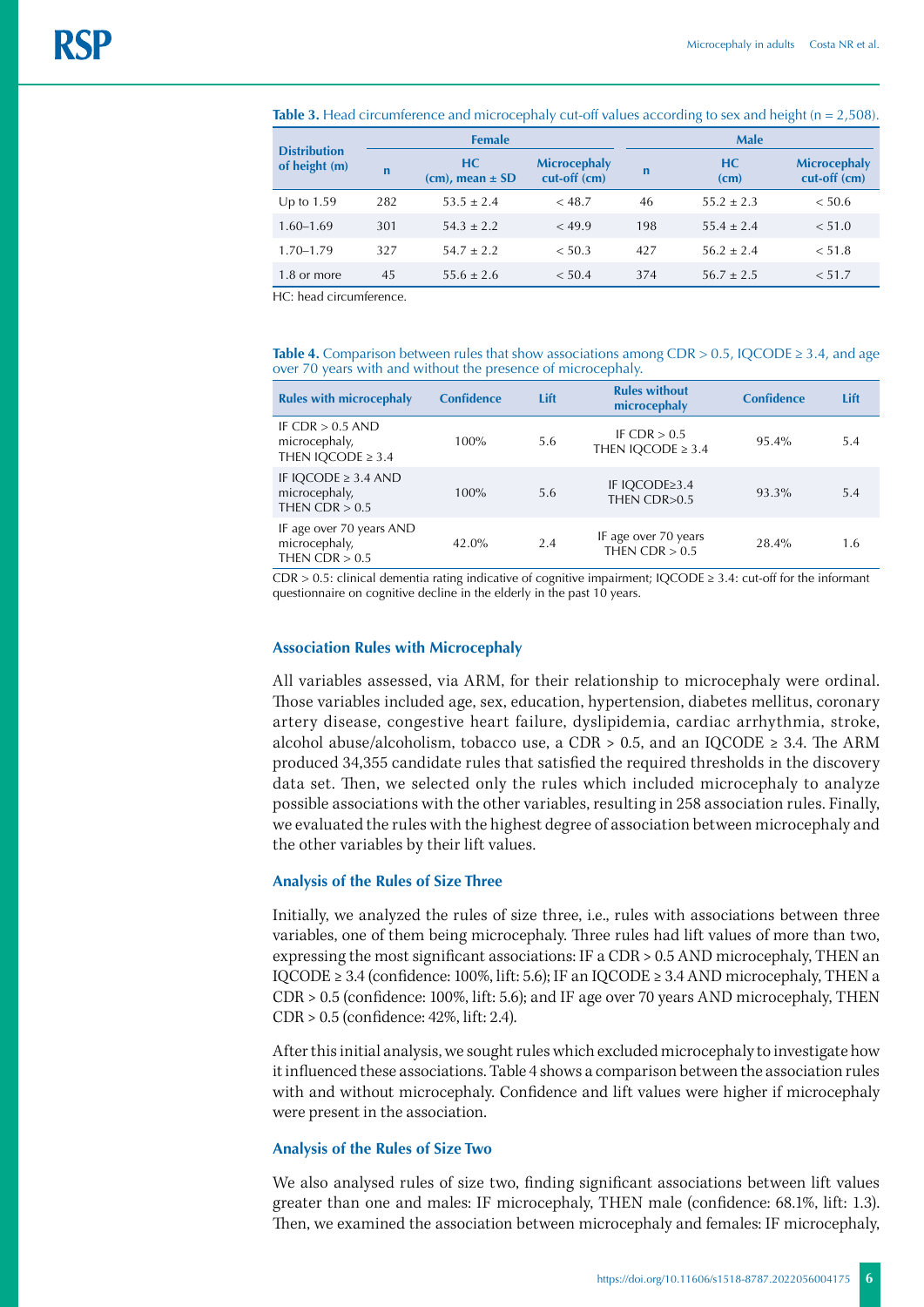**Table 3.** Head circumference and microcephaly cut-off values according to sex and height (n = 2,508).

| Distribution of height (m) | Female | | | Male | | |
|---|---|---|---|---|---|---|
| | n | HC (cm), mean ± SD | Microcephaly cut-off (cm) | n | HC (cm) | Microcephaly cut-off (cm) |
| Up to 1.59 | 282 | 53.5 ± 2.4 | < 48.7 | 46 | 55.2 ± 2.3 | < 50.6 |
| 1.60–1.69 | 301 | 54.3 ± 2.2 | < 49.9 | 198 | 55.4 ± 2.4 | < 51.0 |
| 1.70–1.79 | 327 | 54.7 ± 2.2 | < 50.3 | 427 | 56.2 ± 2.4 | < 51.8 |
| 1.8 or more | 45 | 55.6 ± 2.6 | < 50.4 | 374 | 56.7 ± 2.5 | < 51.7 |

HC: head circumference.

**Table 4.** Comparison between rules that show associations among CDR > 0.5, IQCODE ≥ 3.4, and age over 70 years with and without the presence of microcephaly.

| Rules with microcephaly | Confidence | Lift | Rules without microcephaly | Confidence | Lift |
|---|---|---|---|---|---|
| IF CDR > 0.5 AND microcephaly, THEN IQCODE ≥ 3.4 | 100% | 5.6 | IF CDR > 0.5 THEN IQCODE ≥ 3.4 | 95.4% | 5.4 |
| IF IQCODE ≥ 3.4 AND microcephaly, THEN CDR > 0.5 | 100% | 5.6 | IF IQCODE≥3.4 THEN CDR>0.5 | 93.3% | 5.4 |
| IF age over 70 years AND microcephaly, THEN CDR > 0.5 | 42.0% | 2.4 | IF age over 70 years THEN CDR > 0.5 | 28.4% | 1.6 |

CDR > 0.5: clinical dementia rating indicative of cognitive impairment; IQCODE ≥ 3.4: cut-off for the informant questionnaire on cognitive decline in the elderly in the past 10 years.

### Association Rules with Microcephaly

All variables assessed, via ARM, for their relationship to microcephaly were ordinal. Those variables included age, sex, education, hypertension, diabetes mellitus, coronary artery disease, congestive heart failure, dyslipidemia, cardiac arrhythmia, stroke, alcohol abuse/alcoholism, tobacco use, a CDR > 0.5, and an IQCODE ≥ 3.4. The ARM produced 34,355 candidate rules that satisfied the required thresholds in the discovery data set. Then, we selected only the rules which included microcephaly to analyze possible associations with the other variables, resulting in 258 association rules. Finally, we evaluated the rules with the highest degree of association between microcephaly and the other variables by their lift values.

### Analysis of the Rules of Size Three

Initially, we analyzed the rules of size three, i.e., rules with associations between three variables, one of them being microcephaly. Three rules had lift values of more than two, expressing the most significant associations: IF a CDR > 0.5 AND microcephaly, THEN an IQCODE ≥ 3.4 (confidence: 100%, lift: 5.6); IF an IQCODE ≥ 3.4 AND microcephaly, THEN a CDR > 0.5 (confidence: 100%, lift: 5.6); and IF age over 70 years AND microcephaly, THEN CDR > 0.5 (confidence: 42%, lift: 2.4).

After this initial analysis, we sought rules which excluded microcephaly to investigate how it influenced these associations. Table 4 shows a comparison between the association rules with and without microcephaly. Confidence and lift values were higher if microcephaly were present in the association.

### Analysis of the Rules of Size Two

We also analysed rules of size two, finding significant associations between lift values greater than one and males: IF microcephaly, THEN male (confidence: 68.1%, lift: 1.3). Then, we examined the association between microcephaly and females: IF microcephaly,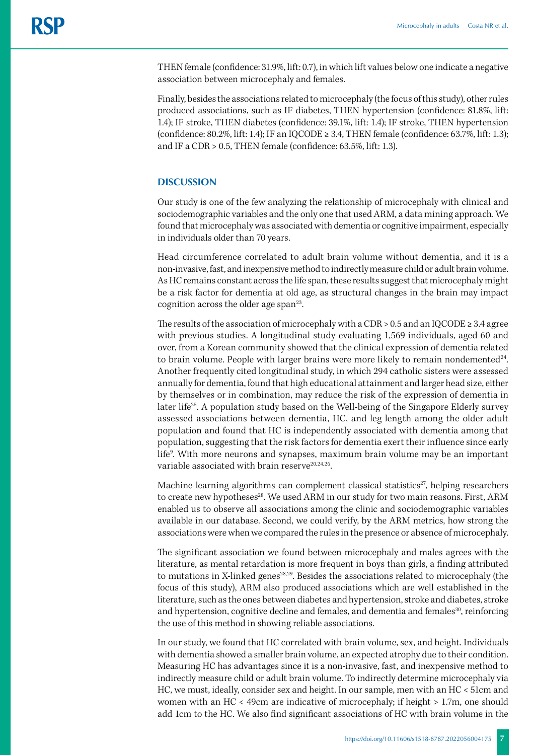THEN female (confidence: 31.9%, lift: 0.7), in which lift values below one indicate a negative association between microcephaly and females.

Finally, besides the associations related to microcephaly (the focus of this study), other rules produced associations, such as IF diabetes, THEN hypertension (confidence: 81.8%, lift: 1.4); IF stroke, THEN diabetes (confidence: 39.1%, lift: 1.4); IF stroke, THEN hypertension (confidence: 80.2%, lift: 1.4); IF an IQCODE ≥ 3.4, THEN female (confidence: 63.7%, lift: 1.3); and IF a CDR > 0.5, THEN female (confidence: 63.5%, lift: 1.3).

## DISCUSSION

Our study is one of the few analyzing the relationship of microcephaly with clinical and sociodemographic variables and the only one that used ARM, a data mining approach. We found that microcephaly was associated with dementia or cognitive impairment, especially in individuals older than 70 years.

Head circumference correlated to adult brain volume without dementia, and it is a non-invasive, fast, and inexpensive method to indirectly measure child or adult brain volume. As HC remains constant across the life span, these results suggest that microcephaly might be a risk factor for dementia at old age, as structural changes in the brain may impact cognition across the older age span[23].

The results of the association of microcephaly with a CDR > 0.5 and an IQCODE ≥ 3.4 agree with previous studies. A longitudinal study evaluating 1,569 individuals, aged 60 and over, from a Korean community showed that the clinical expression of dementia related to brain volume. People with larger brains were more likely to remain nondemented[24]. Another frequently cited longitudinal study, in which 294 catholic sisters were assessed annually for dementia, found that high educational attainment and larger head size, either by themselves or in combination, may reduce the risk of the expression of dementia in later life[25]. A population study based on the Well-being of the Singapore Elderly survey assessed associations between dementia, HC, and leg length among the older adult population and found that HC is independently associated with dementia among that population, suggesting that the risk factors for dementia exert their influence since early life[9]. With more neurons and synapses, maximum brain volume may be an important variable associated with brain reserve[20,24,26].

Machine learning algorithms can complement classical statistics[27], helping researchers to create new hypotheses[28]. We used ARM in our study for two main reasons. First, ARM enabled us to observe all associations among the clinic and sociodemographic variables available in our database. Second, we could verify, by the ARM metrics, how strong the associations were when we compared the rules in the presence or absence of microcephaly.

The significant association we found between microcephaly and males agrees with the literature, as mental retardation is more frequent in boys than girls, a finding attributed to mutations in X-linked genes[28,29]. Besides the associations related to microcephaly (the focus of this study), ARM also produced associations which are well established in the literature, such as the ones between diabetes and hypertension, stroke and diabetes, stroke and hypertension, cognitive decline and females, and dementia and females[30], reinforcing the use of this method in showing reliable associations.

In our study, we found that HC correlated with brain volume, sex, and height. Individuals with dementia showed a smaller brain volume, an expected atrophy due to their condition. Measuring HC has advantages since it is a non-invasive, fast, and inexpensive method to indirectly measure child or adult brain volume. To indirectly determine microcephaly via HC, we must, ideally, consider sex and height. In our sample, men with an HC < 51cm and women with an HC < 49cm are indicative of microcephaly; if height > 1.7m, one should add 1cm to the HC. We also find significant associations of HC with brain volume in the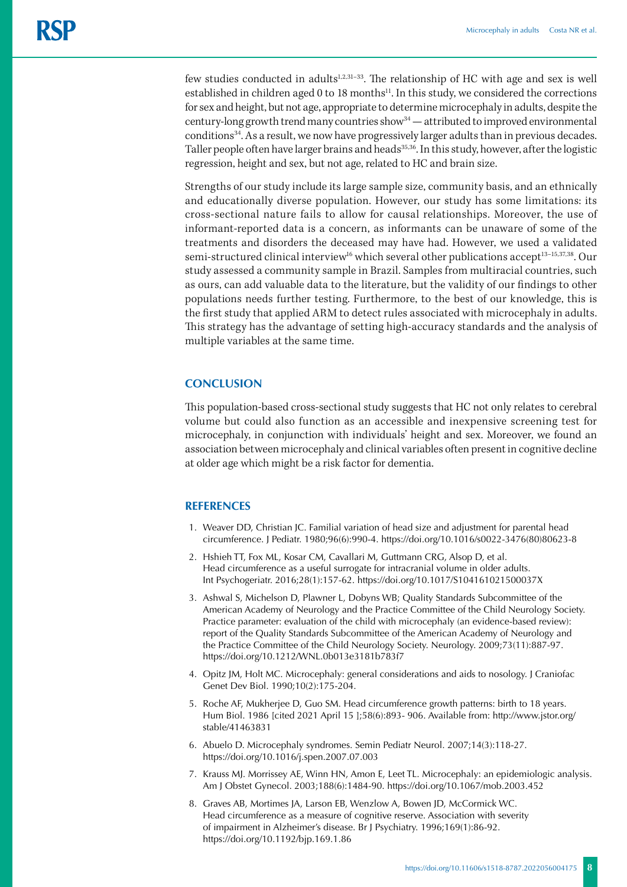few studies conducted in adults[1,2,31–33]. The relationship of HC with age and sex is well established in children aged 0 to 18 months[11]. In this study, we considered the corrections for sex and height, but not age, appropriate to determine microcephaly in adults, despite the century-long growth trend many countries show[34] — attributed to improved environmental conditions[34]. As a result, we now have progressively larger adults than in previous decades. Taller people often have larger brains and heads[35,36]. In this study, however, after the logistic regression, height and sex, but not age, related to HC and brain size.

Strengths of our study include its large sample size, community basis, and an ethnically and educationally diverse population. However, our study has some limitations: its cross-sectional nature fails to allow for causal relationships. Moreover, the use of informant-reported data is a concern, as informants can be unaware of some of the treatments and disorders the deceased may have had. However, we used a validated semi-structured clinical interview[16] which several other publications accept[13–15,37,38]. Our study assessed a community sample in Brazil. Samples from multiracial countries, such as ours, can add valuable data to the literature, but the validity of our findings to other populations needs further testing. Furthermore, to the best of our knowledge, this is the first study that applied ARM to detect rules associated with microcephaly in adults. This strategy has the advantage of setting high-accuracy standards and the analysis of multiple variables at the same time.

## CONCLUSION

This population-based cross-sectional study suggests that HC not only relates to cerebral volume but could also function as an accessible and inexpensive screening test for microcephaly, in conjunction with individuals' height and sex. Moreover, we found an association between microcephaly and clinical variables often present in cognitive decline at older age which might be a risk factor for dementia.

## REFERENCES

1. Weaver DD, Christian JC. Familial variation of head size and adjustment for parental head circumference. J Pediatr. 1980;96(6):990-4. https://doi.org/10.1016/s0022-3476(80)80623-8
2. Hshieh TT, Fox ML, Kosar CM, Cavallari M, Guttmann CRG, Alsop D, et al. Head circumference as a useful surrogate for intracranial volume in older adults. Int Psychogeriatr. 2016;28(1):157-62. https://doi.org/10.1017/S104161021500037X
3. Ashwal S, Michelson D, Plawner L, Dobyns WB; Quality Standards Subcommittee of the American Academy of Neurology and the Practice Committee of the Child Neurology Society. Practice parameter: evaluation of the child with microcephaly (an evidence-based review): report of the Quality Standards Subcommittee of the American Academy of Neurology and the Practice Committee of the Child Neurology Society. Neurology. 2009;73(11):887-97. https://doi.org/10.1212/WNL.0b013e3181b783f7
4. Opitz JM, Holt MC. Microcephaly: general considerations and aids to nosology. J Craniofac Genet Dev Biol. 1990;10(2):175-204.
5. Roche AF, Mukherjee D, Guo SM. Head circumference growth patterns: birth to 18 years. Hum Biol. 1986 [cited 2021 April 15 ];58(6):893- 906. Available from: http://www.jstor.org/stable/41463831
6. Abuelo D. Microcephaly syndromes. Semin Pediatr Neurol. 2007;14(3):118-27. https://doi.org/10.1016/j.spen.2007.07.003
7. Krauss MJ. Morrissey AE, Winn HN, Amon E, Leet TL. Microcephaly: an epidemiologic analysis. Am J Obstet Gynecol. 2003;188(6):1484-90. https://doi.org/10.1067/mob.2003.452
8. Graves AB, Mortimes JA, Larson EB, Wenzlow A, Bowen JD, McCormick WC. Head circumference as a measure of cognitive reserve. Association with severity of impairment in Alzheimer's disease. Br J Psychiatry. 1996;169(1):86-92. https://doi.org/10.1192/bjp.169.1.86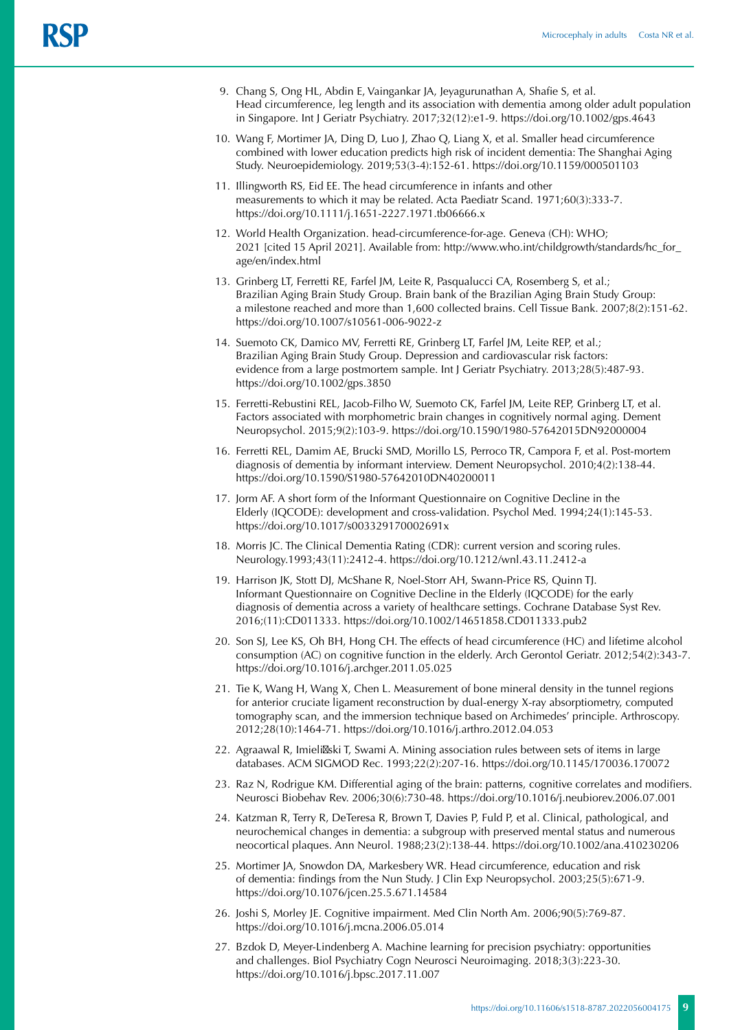9. Chang S, Ong HL, Abdin E, Vaingankar JA, Jeyagurunathan A, Shafie S, et al. Head circumference, leg length and its association with dementia among older adult population in Singapore. Int J Geriatr Psychiatry. 2017;32(12):e1-9. https://doi.org/10.1002/gps.4643
10. Wang F, Mortimer JA, Ding D, Luo J, Zhao Q, Liang X, et al. Smaller head circumference combined with lower education predicts high risk of incident dementia: The Shanghai Aging Study. Neuroepidemiology. 2019;53(3-4):152-61. https://doi.org/10.1159/000501103
11. Illingworth RS, Eid EE. The head circumference in infants and other measurements to which it may be related. Acta Paediatr Scand. 1971;60(3):333-7. https://doi.org/10.1111/j.1651-2227.1971.tb06666.x
12. World Health Organization. head-circumference-for-age. Geneva (CH): WHO; 2021 [cited 15 April 2021]. Available from: http://www.who.int/childgrowth/standards/hc_for_age/en/index.html
13. Grinberg LT, Ferretti RE, Farfel JM, Leite R, Pasqualucci CA, Rosemberg S, et al.; Brazilian Aging Brain Study Group. Brain bank of the Brazilian Aging Brain Study Group: a milestone reached and more than 1,600 collected brains. Cell Tissue Bank. 2007;8(2):151-62. https://doi.org/10.1007/s10561-006-9022-z
14. Suemoto CK, Damico MV, Ferretti RE, Grinberg LT, Farfel JM, Leite REP, et al.; Brazilian Aging Brain Study Group. Depression and cardiovascular risk factors: evidence from a large postmortem sample. Int J Geriatr Psychiatry. 2013;28(5):487-93. https://doi.org/10.1002/gps.3850
15. Ferretti-Rebustini REL, Jacob-Filho W, Suemoto CK, Farfel JM, Leite REP, Grinberg LT, et al. Factors associated with morphometric brain changes in cognitively normal aging. Dement Neuropsychol. 2015;9(2):103-9. https://doi.org/10.1590/1980-57642015DN92000004
16. Ferretti REL, Damim AE, Brucki SMD, Morillo LS, Perroco TR, Campora F, et al. Post-mortem diagnosis of dementia by informant interview. Dement Neuropsychol. 2010;4(2):138-44. https://doi.org/10.1590/S1980-57642010DN40200011
17. Jorm AF. A short form of the Informant Questionnaire on Cognitive Decline in the Elderly (IQCODE): development and cross-validation. Psychol Med. 1994;24(1):145-53. https://doi.org/10.1017/s003329170002691x
18. Morris JC. The Clinical Dementia Rating (CDR): current version and scoring rules. Neurology.1993;43(11):2412-4. https://doi.org/10.1212/wnl.43.11.2412-a
19. Harrison JK, Stott DJ, McShane R, Noel-Storr AH, Swann-Price RS, Quinn TJ. Informant Questionnaire on Cognitive Decline in the Elderly (IQCODE) for the early diagnosis of dementia across a variety of healthcare settings. Cochrane Database Syst Rev. 2016;(11):CD011333. https://doi.org/10.1002/14651858.CD011333.pub2
20. Son SJ, Lee KS, Oh BH, Hong CH. The effects of head circumference (HC) and lifetime alcohol consumption (AC) on cognitive function in the elderly. Arch Gerontol Geriatr. 2012;54(2):343-7. https://doi.org/10.1016/j.archger.2011.05.025
21. Tie K, Wang H, Wang X, Chen L. Measurement of bone mineral density in the tunnel regions for anterior cruciate ligament reconstruction by dual-energy X-ray absorptiometry, computed tomography scan, and the immersion technique based on Archimedes' principle. Arthroscopy. 2012;28(10):1464-71. https://doi.org/10.1016/j.arthro.2012.04.053
22. Agraawal R, Imieliński T, Swami A. Mining association rules between sets of items in large databases. ACM SIGMOD Rec. 1993;22(2):207-16. https://doi.org/10.1145/170036.170072
23. Raz N, Rodrigue KM. Differential aging of the brain: patterns, cognitive correlates and modifiers. Neurosci Biobehav Rev. 2006;30(6):730-48. https://doi.org/10.1016/j.neubiorev.2006.07.001
24. Katzman R, Terry R, DeTeresa R, Brown T, Davies P, Fuld P, et al. Clinical, pathological, and neurochemical changes in dementia: a subgroup with preserved mental status and numerous neocortical plaques. Ann Neurol. 1988;23(2):138-44. https://doi.org/10.1002/ana.410230206
25. Mortimer JA, Snowdon DA, Markesbery WR. Head circumference, education and risk of dementia: findings from the Nun Study. J Clin Exp Neuropsychol. 2003;25(5):671-9. https://doi.org/10.1076/jcen.25.5.671.14584
26. Joshi S, Morley JE. Cognitive impairment. Med Clin North Am. 2006;90(5):769-87. https://doi.org/10.1016/j.mcna.2006.05.014
27. Bzdok D, Meyer-Lindenberg A. Machine learning for precision psychiatry: opportunities and challenges. Biol Psychiatry Cogn Neurosci Neuroimaging. 2018;3(3):223-30. https://doi.org/10.1016/j.bpsc.2017.11.007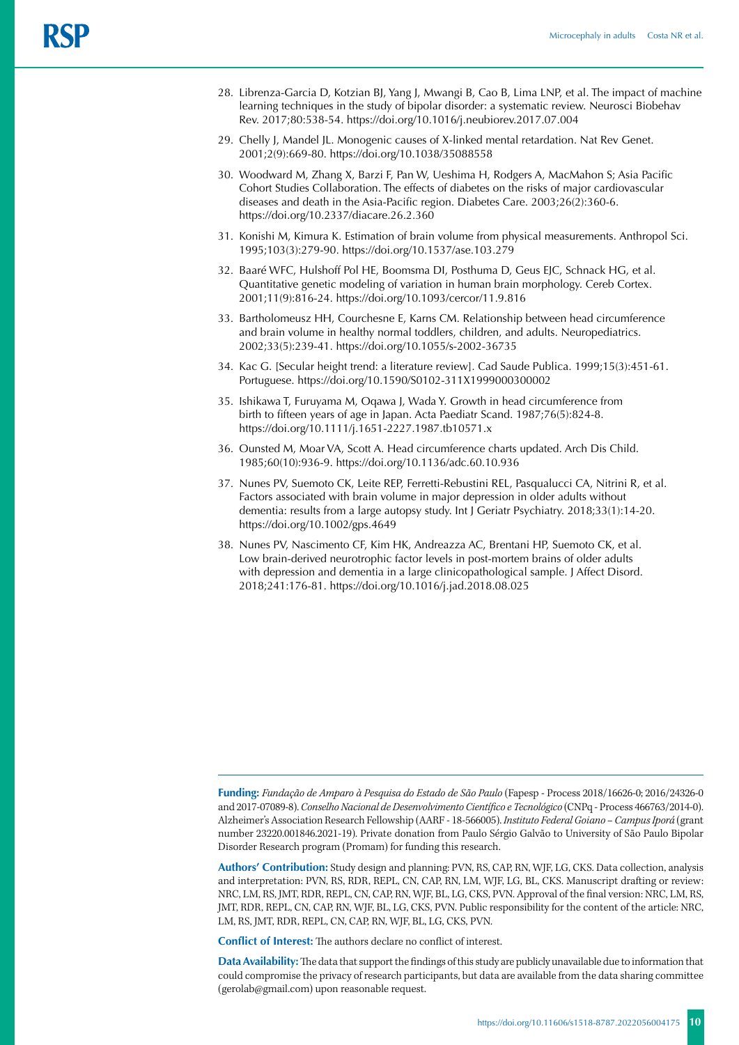28. Librenza-Garcia D, Kotzian BJ, Yang J, Mwangi B, Cao B, Lima LNP, et al. The impact of machine learning techniques in the study of bipolar disorder: a systematic review. Neurosci Biobehav Rev. 2017;80:538-54. https://doi.org/10.1016/j.neubiorev.2017.07.004

29. Chelly J, Mandel JL. Monogenic causes of X-linked mental retardation. Nat Rev Genet. 2001;2(9):669-80. https://doi.org/10.1038/35088558

30. Woodward M, Zhang X, Barzi F, Pan W, Ueshima H, Rodgers A, MacMahon S; Asia Pacific Cohort Studies Collaboration. The effects of diabetes on the risks of major cardiovascular diseases and death in the Asia-Pacific region. Diabetes Care. 2003;26(2):360-6. https://doi.org/10.2337/diacare.26.2.360

31. Konishi M, Kimura K. Estimation of brain volume from physical measurements. Anthropol Sci. 1995;103(3):279-90. https://doi.org/10.1537/ase.103.279

32. Baaré WFC, Hulshoff Pol HE, Boomsma DI, Posthuma D, Geus EJC, Schnack HG, et al. Quantitative genetic modeling of variation in human brain morphology. Cereb Cortex. 2001;11(9):816-24. https://doi.org/10.1093/cercor/11.9.816

33. Bartholomeusz HH, Courchesne E, Karns CM. Relationship between head circumference and brain volume in healthy normal toddlers, children, and adults. Neuropediatrics. 2002;33(5):239-41. https://doi.org/10.1055/s-2002-36735

34. Kac G. [Secular height trend: a literature review]. Cad Saude Publica. 1999;15(3):451-61. Portuguese. https://doi.org/10.1590/S0102-311X1999000300002

35. Ishikawa T, Furuyama M, Oqawa J, Wada Y. Growth in head circumference from birth to fifteen years of age in Japan. Acta Paediatr Scand. 1987;76(5):824-8. https://doi.org/10.1111/j.1651-2227.1987.tb10571.x

36. Ounsted M, Moar VA, Scott A. Head circumference charts updated. Arch Dis Child. 1985;60(10):936-9. https://doi.org/10.1136/adc.60.10.936

37. Nunes PV, Suemoto CK, Leite REP, Ferretti-Rebustini REL, Pasqualucci CA, Nitrini R, et al. Factors associated with brain volume in major depression in older adults without dementia: results from a large autopsy study. Int J Geriatr Psychiatry. 2018;33(1):14-20. https://doi.org/10.1002/gps.4649

38. Nunes PV, Nascimento CF, Kim HK, Andreazza AC, Brentani HP, Suemoto CK, et al. Low brain-derived neurotrophic factor levels in post-mortem brains of older adults with depression and dementia in a large clinicopathological sample. J Affect Disord. 2018;241:176-81. https://doi.org/10.1016/j.jad.2018.08.025

**Funding:** *Fundação de Amparo à Pesquisa do Estado de São Paulo* (Fapesp - Process 2018/16626-0; 2016/24326-0 and 2017-07089-8). *Conselho Nacional de Desenvolvimento Científico e Tecnológico* (CNPq - Process 466763/2014-0). Alzheimer's Association Research Fellowship (AARF - 18-566005). *Instituto Federal Goiano – Campus Iporá* (grant number 23220.001846.2021-19). Private donation from Paulo Sérgio Galvão to University of São Paulo Bipolar Disorder Research program (Promam) for funding this research.

**Authors' Contribution:** Study design and planning: PVN, RS, CAP, RN, WJF, LG, CKS. Data collection, analysis and interpretation: PVN, RS, RDR, REPL, CN, CAP, RN, LM, WJF, LG, BL, CKS. Manuscript drafting or review: NRC, LM, RS, JMT, RDR, REPL, CN, CAP, RN, WJF, BL, LG, CKS, PVN. Approval of the final version: NRC, LM, RS, JMT, RDR, REPL, CN, CAP, RN, WJF, BL, LG, CKS, PVN. Public responsibility for the content of the article: NRC, LM, RS, JMT, RDR, REPL, CN, CAP, RN, WJF, BL, LG, CKS, PVN.

**Conflict of Interest:** The authors declare no conflict of interest.

**Data Availability:** The data that support the findings of this study are publicly unavailable due to information that could compromise the privacy of research participants, but data are available from the data sharing committee (gerolab@gmail.com) upon reasonable request.